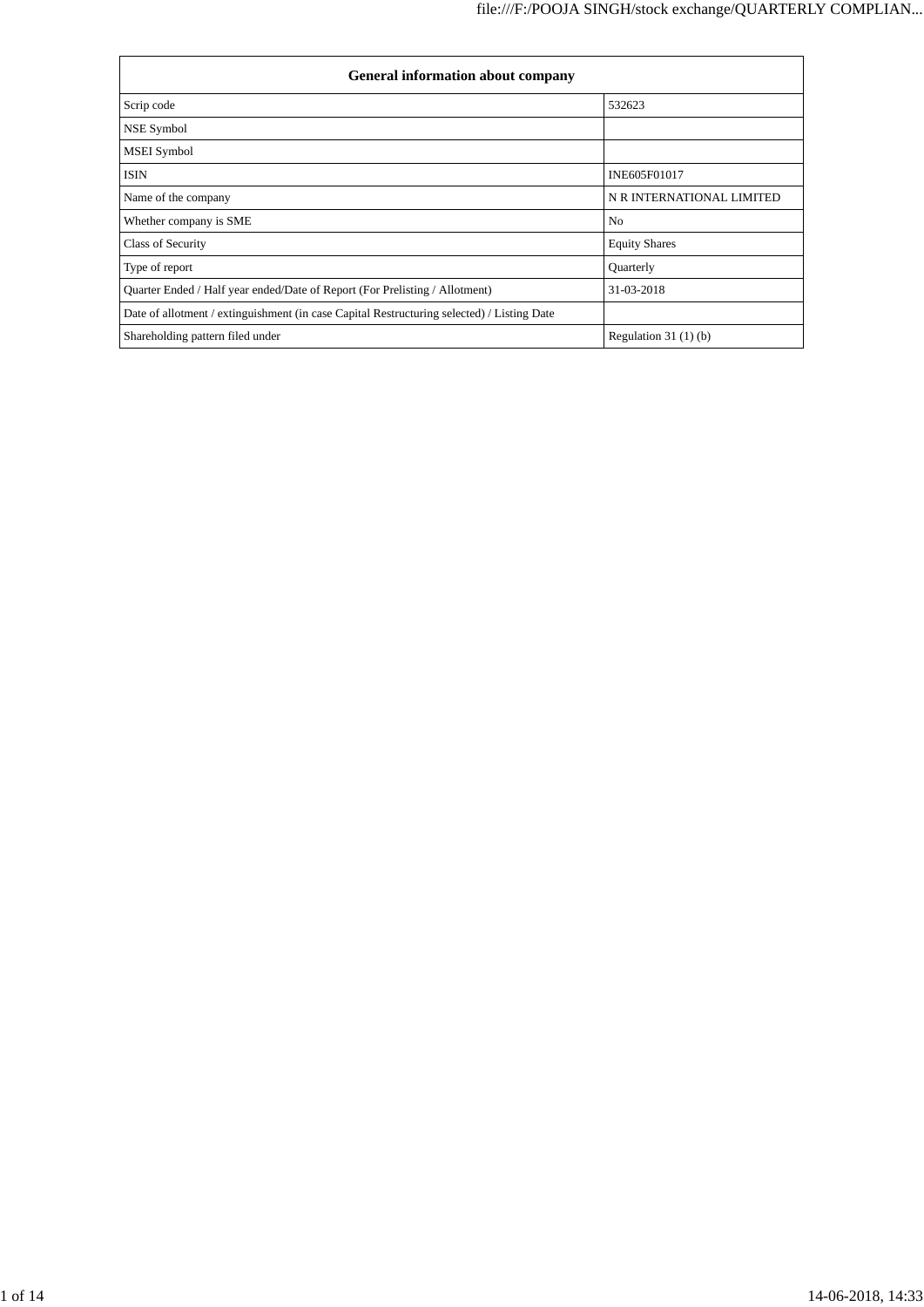| General information about company | |
|---|---|
| Scrip code | 532623 |
| NSE Symbol | |
| MSEI Symbol | |
| ISIN | INE605F01017 |
| Name of the company | N R INTERNATIONAL LIMITED |
| Whether company is SME | No |
| Class of Security | Equity Shares |
| Type of report | Quarterly |
| Quarter Ended / Half year ended/Date of Report (For Prelisting / Allotment) | 31-03-2018 |
| Date of allotment / extinguishment (in case Capital Restructuring selected) / Listing Date | |
| Shareholding pattern filed under | Regulation 31 (1) (b) |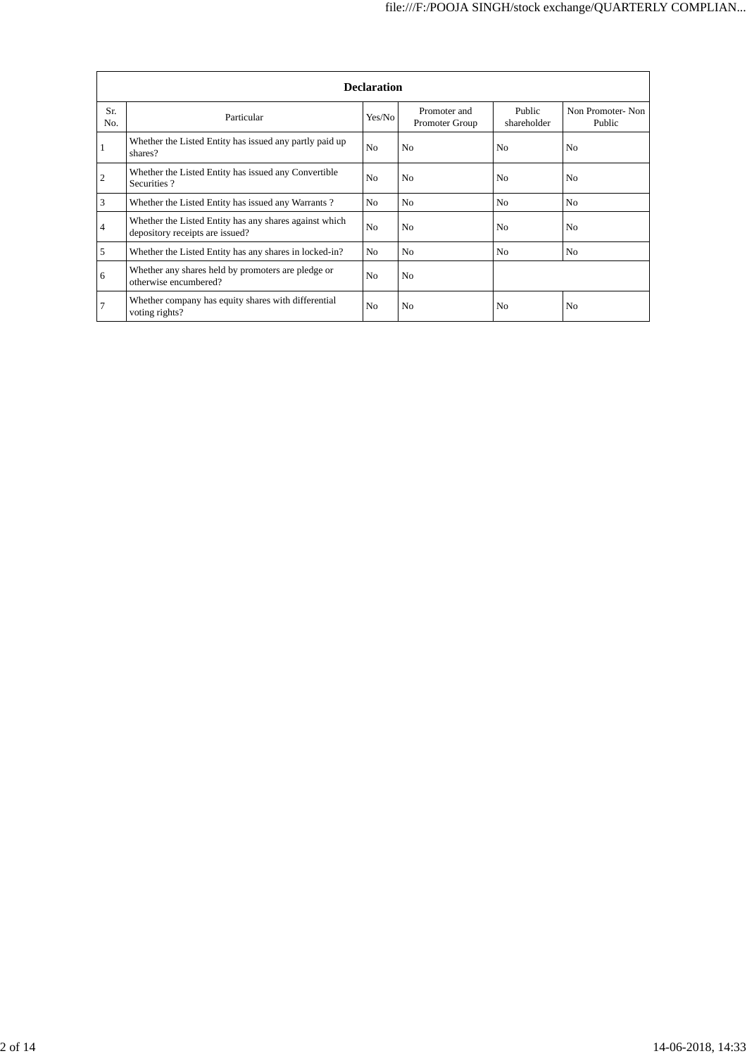| Declaration | | | | | |
|---|---|---|---|---|---|
| Sr. No. | Particular | Yes/No | Promoter and Promoter Group | Public shareholder | Non Promoter- Non Public |
| 1 | Whether the Listed Entity has issued any partly paid up shares? | No | No | No | No |
| 2 | Whether the Listed Entity has issued any Convertible Securities ? | No | No | No | No |
| 3 | Whether the Listed Entity has issued any Warrants ? | No | No | No | No |
| 4 | Whether the Listed Entity has any shares against which depository receipts are issued? | No | No | No | No |
| 5 | Whether the Listed Entity has any shares in locked-in? | No | No | No | No |
| 6 | Whether any shares held by promoters are pledge or otherwise encumbered? | No | No | | |
| 7 | Whether company has equity shares with differential voting rights? | No | No | No | No |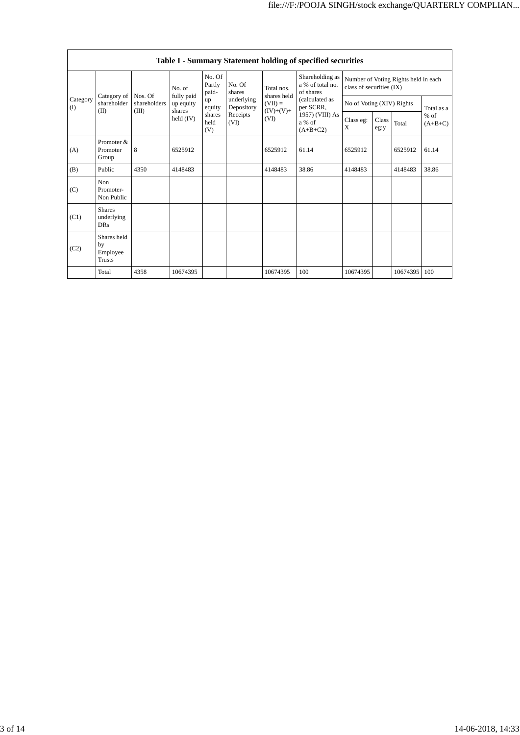| Table I - Summary Statement holding of specified securities | | | | | | | | | | | | |
|---|---|---|---|---|---|---|---|---|---|---|---|---|
| Category (I) | Category of shareholder (II) | Nos. Of shareholders (III) | No. of fully paid up equity shares held (IV) | No. Of Partly paid-up equity shares held (V) | No. Of shares underlying Depository Receipts (VI) | Total nos. shares held (VII) = (IV)+(V)+ (VI) | Shareholding as a % of total no. of shares (calculated as per SCRR, 1957) (VIII) As a % of (A+B+C2) | Number of Voting Rights held in each class of securities (IX) | | | |
| | | | | | | | | No of Voting (XIV) Rights | | | Total as a % of (A+B+C) |
| | | | | | | | | Class eg: X | Class eg:y | Total | |
| (A) | Promoter & Promoter Group | 8 | 6525912 | | | 6525912 | 61.14 | 6525912 | | 6525912 | 61.14 |
| (B) | Public | 4350 | 4148483 | | | 4148483 | 38.86 | 4148483 | | 4148483 | 38.86 |
| (C) | Non Promoter- Non Public | | | | | | | | | | |
| (C1) | Shares underlying DRs | | | | | | | | | | |
| (C2) | Shares held by Employee Trusts | | | | | | | | | | |
| | Total | 4358 | 10674395 | | | 10674395 | 100 | 10674395 | | 10674395 | 100 |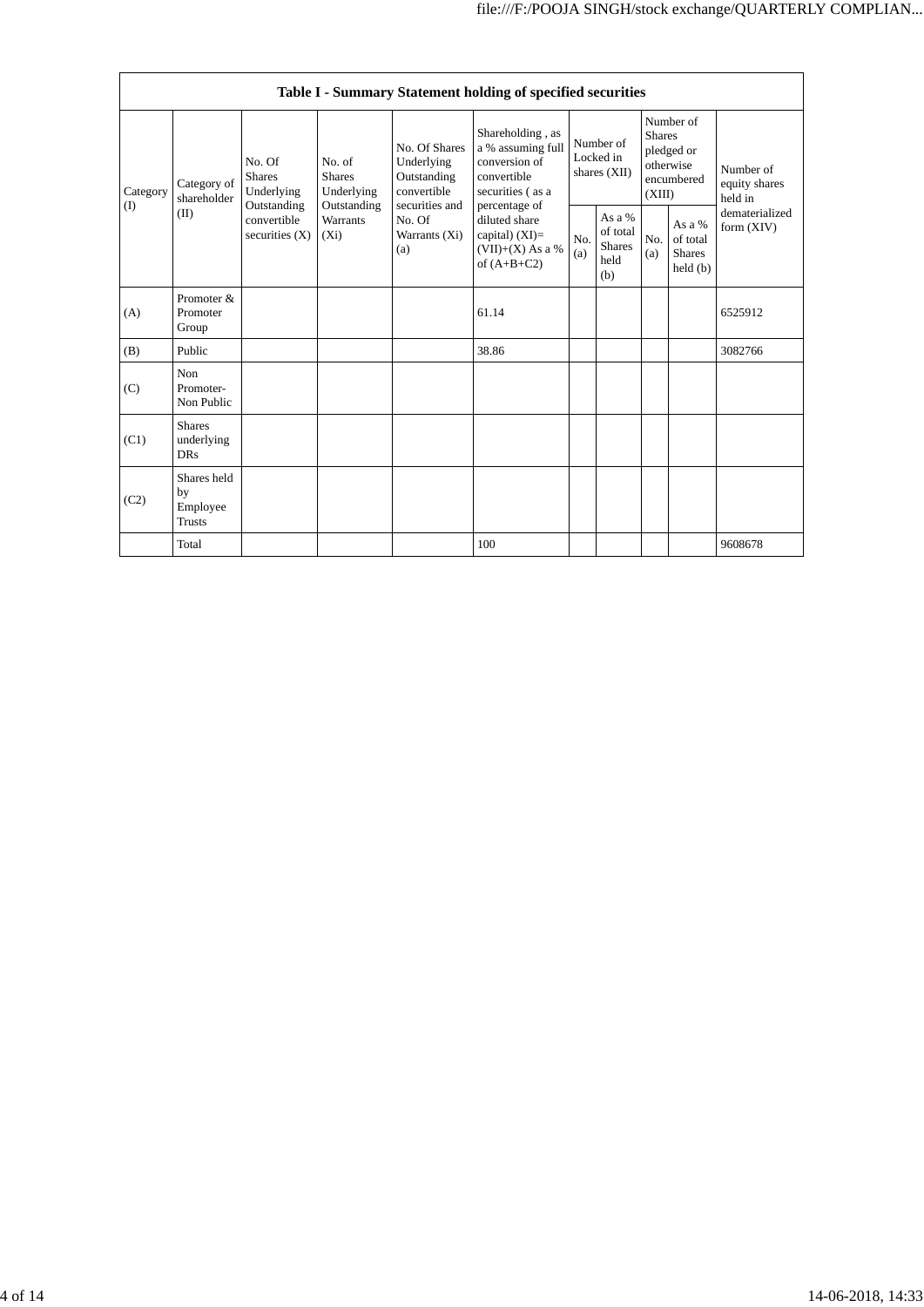| Table I - Summary Statement holding of specified securities | | | | | | | | | | |
|---|---|---|---|---|---|---|---|---|---|---|
| Category (I) | Category of shareholder (II) | No. Of Shares Underlying Outstanding convertible securities (X) | No. of Shares Underlying Outstanding Warrants (Xi) | No. Of Shares Underlying Outstanding convertible securities and No. Of Warrants (Xi) (a) | Shareholding , as a % assuming full conversion of convertible securities ( as a percentage of diluted share capital) (XI)= (VII)+(X) As a % of (A+B+C2) | Number of Locked in shares (XII) | | Number of Shares pledged or otherwise encumbered (XIII) | | Number of equity shares held in dematerialized form (XIV) |
| | | | | | | No. (a) | As a % of total Shares held (b) | No. (a) | As a % of total Shares held (b) | |
| (A) | Promoter & Promoter Group | | | | 61.14 | | | | | 6525912 |
| (B) | Public | | | | 38.86 | | | | | 3082766 |
| (C) | Non Promoter- Non Public | | | | | | | | | |
| (C1) | Shares underlying DRs | | | | | | | | | |
| (C2) | Shares held by Employee Trusts | | | | | | | | | |
| | Total | | | | 100 | | | | | 9608678 |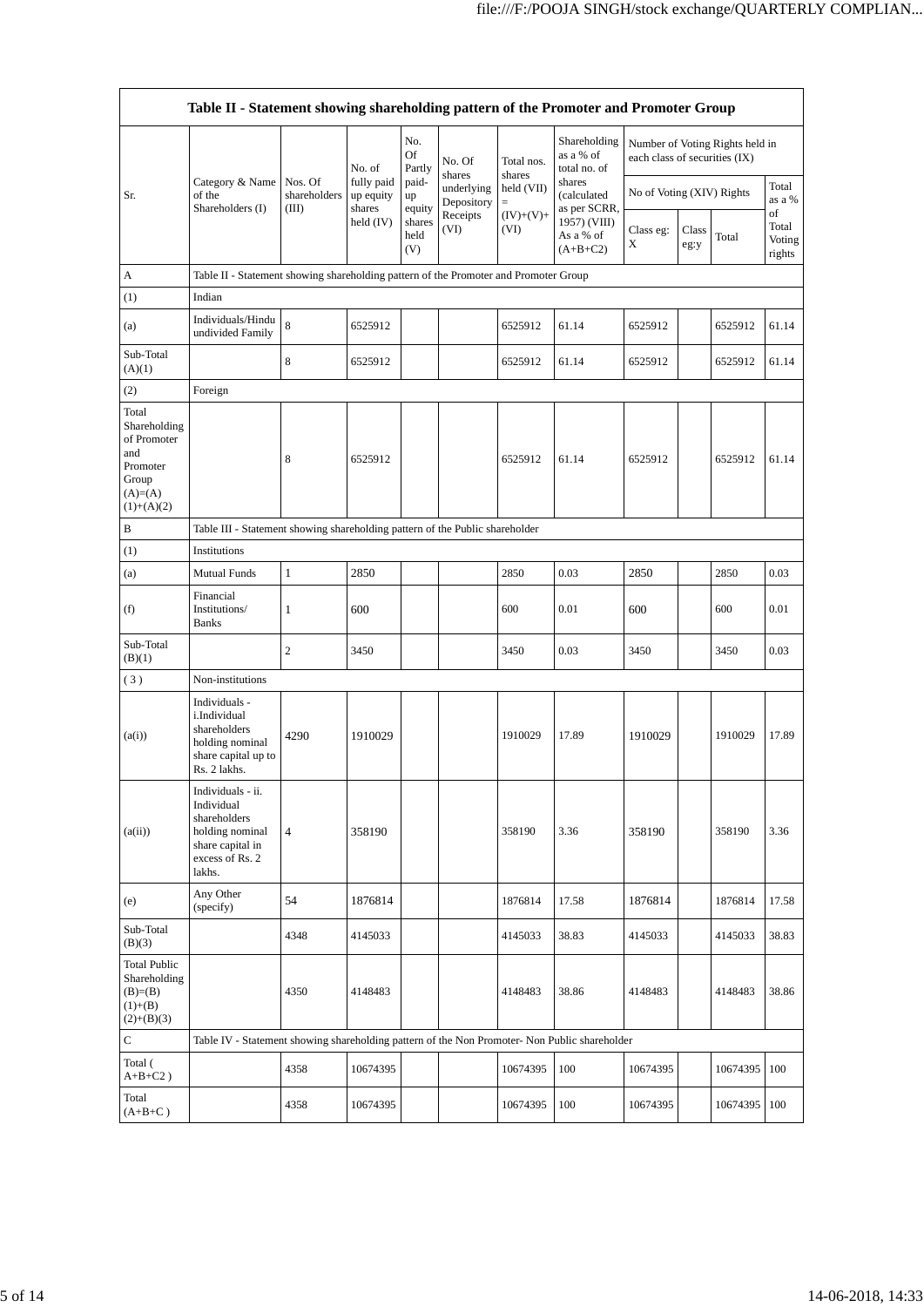| Table II - Statement showing shareholding pattern of the Promoter and Promoter Group | | | | | | | | | | | |
|---|---|---|---|---|---|---|---|---|---|---|---|
| Sr. | Category & Name of the Shareholders (I) | Nos. Of shareholders (III) | No. of fully paid up equity shares held (IV) | No. Of Partly paid-up equity shares held (V) | No. Of shares underlying Depository Receipts (VI) | Total nos. shares held (VII) = (IV)+(V)+ (VI) | Shareholding as a % of total no. of shares (calculated as per SCRR, 1957) (VIII) As a % of (A+B+C2) | Number of Voting Rights held in each class of securities (IX) | | | |
| | | | | | | | | No of Voting (XIV) Rights | | | Total as a % of Total Voting rights |
| | | | | | | | | Class eg: X | Class eg:y | Total | |
| A | Table II - Statement showing shareholding pattern of the Promoter and Promoter Group | | | | | | | | | | |
| (1) | Indian | | | | | | | | | | |
| (a) | Individuals/Hindu undivided Family | 8 | 6525912 | | | 6525912 | 61.14 | 6525912 | | 6525912 | 61.14 |
| Sub-Total (A)(1) | | 8 | 6525912 | | | 6525912 | 61.14 | 6525912 | | 6525912 | 61.14 |
| (2) | Foreign | | | | | | | | | | |
| Total Shareholding of Promoter and Promoter Group (A)=(A)(1)+(A)(2) | | 8 | 6525912 | | | 6525912 | 61.14 | 6525912 | | 6525912 | 61.14 |
| B | Table III - Statement showing shareholding pattern of the Public shareholder | | | | | | | | | | |
| (1) | Institutions | | | | | | | | | | |
| (a) | Mutual Funds | 1 | 2850 | | | 2850 | 0.03 | 2850 | | 2850 | 0.03 |
| (f) | Financial Institutions/ Banks | 1 | 600 | | | 600 | 0.01 | 600 | | 600 | 0.01 |
| Sub-Total (B)(1) | | 2 | 3450 | | | 3450 | 0.03 | 3450 | | 3450 | 0.03 |
| ( 3 ) | Non-institutions | | | | | | | | | | |
| (a(i)) | Individuals - i.Individual shareholders holding nominal share capital up to Rs. 2 lakhs. | 4290 | 1910029 | | | 1910029 | 17.89 | 1910029 | | 1910029 | 17.89 |
| (a(ii)) | Individuals - ii. Individual shareholders holding nominal share capital in excess of Rs. 2 lakhs. | 4 | 358190 | | | 358190 | 3.36 | 358190 | | 358190 | 3.36 |
| (e) | Any Other (specify) | 54 | 1876814 | | | 1876814 | 17.58 | 1876814 | | 1876814 | 17.58 |
| Sub-Total (B)(3) | | 4348 | 4145033 | | | 4145033 | 38.83 | 4145033 | | 4145033 | 38.83 |
| Total Public Shareholding (B)=(B)(1)+(B)(2)+(B)(3) | | 4350 | 4148483 | | | 4148483 | 38.86 | 4148483 | | 4148483 | 38.86 |
| C | Table IV - Statement showing shareholding pattern of the Non Promoter- Non Public shareholder | | | | | | | | | | |
| Total ( A+B+C2 ) | | 4358 | 10674395 | | | 10674395 | 100 | 10674395 | | 10674395 | 100 |
| Total (A+B+C ) | | 4358 | 10674395 | | | 10674395 | 100 | 10674395 | | 10674395 | 100 |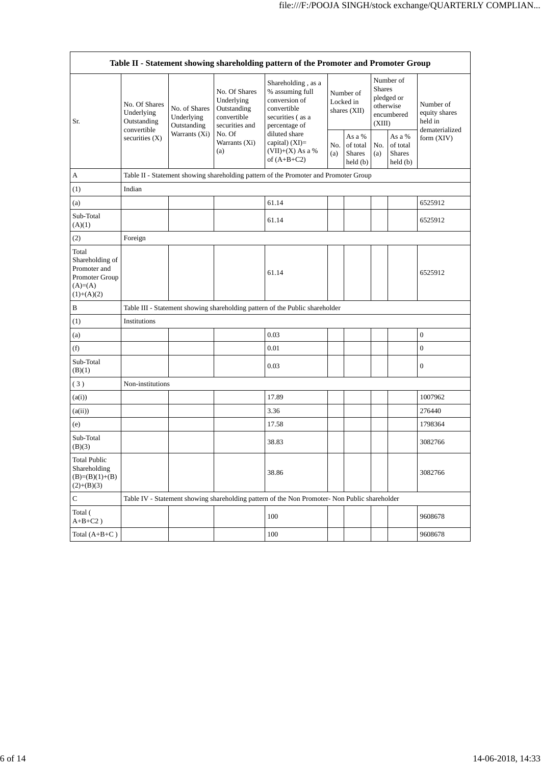| Table II - Statement showing shareholding pattern of the Promoter and Promoter Group | | | | | | | | | |
|---|---|---|---|---|---|---|---|---|---|
| Sr. | No. Of Shares Underlying Outstanding convertible securities (X) | No. of Shares Underlying Outstanding Warrants (Xi) | No. Of Shares Underlying Outstanding convertible securities and No. Of Warrants (Xi) (a) | Shareholding , as a % assuming full conversion of convertible securities ( as a percentage of diluted share capital) (XI)= (VII)+(X) As a % of (A+B+C2) | Number of Locked in shares (XII) | | Number of Shares pledged or otherwise encumbered (XIII) | | Number of equity shares held in dematerialized form (XIV) |
| | | | | | No. (a) | As a % of total Shares held (b) | No. (a) | As a % of total Shares held (b) | |
| A | Table II - Statement showing shareholding pattern of the Promoter and Promoter Group | | | | | | | | |
| (1) | Indian | | | | | | | | |
| (a) | | | | 61.14 | | | | | 6525912 |
| Sub-Total (A)(1) | | | | 61.14 | | | | | 6525912 |
| (2) | Foreign | | | | | | | | |
| Total Shareholding of Promoter and Promoter Group (A)=(A)(1)+(A)(2) | | | | 61.14 | | | | | 6525912 |
| B | Table III - Statement showing shareholding pattern of the Public shareholder | | | | | | | | |
| (1) | Institutions | | | | | | | | |
| (a) | | | | 0.03 | | | | | 0 |
| (f) | | | | 0.01 | | | | | 0 |
| Sub-Total (B)(1) | | | | 0.03 | | | | | 0 |
| ( 3 ) | Non-institutions | | | | | | | | |
| (a(i)) | | | | 17.89 | | | | | 1007962 |
| (a(ii)) | | | | 3.36 | | | | | 276440 |
| (e) | | | | 17.58 | | | | | 1798364 |
| Sub-Total (B)(3) | | | | 38.83 | | | | | 3082766 |
| Total Public Shareholding (B)=(B)(1)+(B)(2)+(B)(3) | | | | 38.86 | | | | | 3082766 |
| C | Table IV - Statement showing shareholding pattern of the Non Promoter- Non Public shareholder | | | | | | | | |
| Total ( A+B+C2 ) | | | | 100 | | | | | 9608678 |
| Total (A+B+C ) | | | | 100 | | | | | 9608678 |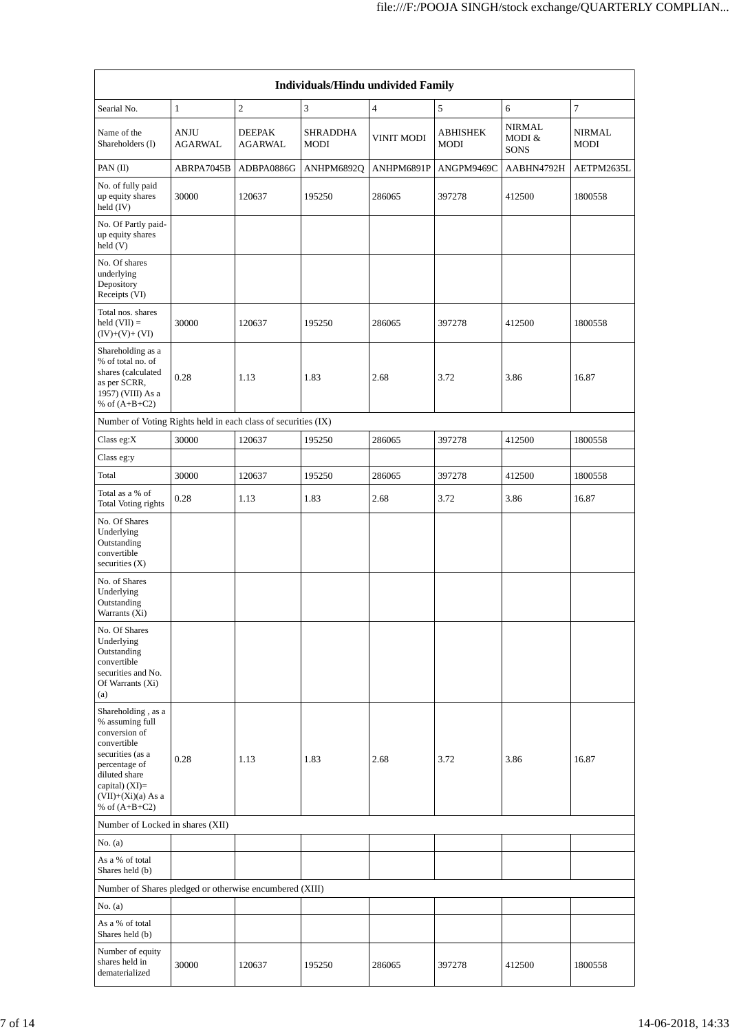| Individuals/Hindu undivided Family | | | | | | | |
|---|---|---|---|---|---|---|---|
| Searial No. | 1 | 2 | 3 | 4 | 5 | 6 | 7 |
| Name of the Shareholders (I) | ANJU AGARWAL | DEEPAK AGARWAL | SHRADDHA MODI | VINIT MODI | ABHISHEK MODI | NIRMAL MODI & SONS | NIRMAL MODI |
| PAN (II) | ABRPA7045B | ADBPA0886G | ANHPM6892Q | ANHPM6891P | ANGPM9469C | AABHN4792H | AETPM2635L |
| No. of fully paid up equity shares held (IV) | 30000 | 120637 | 195250 | 286065 | 397278 | 412500 | 1800558 |
| No. Of Partly paid-up equity shares held (V) | | | | | | | |
| No. Of shares underlying Depository Receipts (VI) | | | | | | | |
| Total nos. shares held (VII) = (IV)+(V)+ (VI) | 30000 | 120637 | 195250 | 286065 | 397278 | 412500 | 1800558 |
| Shareholding as a % of total no. of shares (calculated as per SCRR, 1957) (VIII) As a % of (A+B+C2) | 0.28 | 1.13 | 1.83 | 2.68 | 3.72 | 3.86 | 16.87 |
| Number of Voting Rights held in each class of securities (IX) | | | | | | | |
| Class eg:X | 30000 | 120637 | 195250 | 286065 | 397278 | 412500 | 1800558 |
| Class eg:y | | | | | | | |
| Total | 30000 | 120637 | 195250 | 286065 | 397278 | 412500 | 1800558 |
| Total as a % of Total Voting rights | 0.28 | 1.13 | 1.83 | 2.68 | 3.72 | 3.86 | 16.87 |
| No. Of Shares Underlying Outstanding convertible securities (X) | | | | | | | |
| No. of Shares Underlying Outstanding Warrants (Xi) | | | | | | | |
| No. Of Shares Underlying Outstanding convertible securities and No. Of Warrants (Xi) (a) | | | | | | | |
| Shareholding , as a % assuming full conversion of convertible securities (as a percentage of diluted share capital) (XI)= (VII)+(Xi)(a) As a % of (A+B+C2) | 0.28 | 1.13 | 1.83 | 2.68 | 3.72 | 3.86 | 16.87 |
| Number of Locked in shares (XII) | | | | | | | |
| No. (a) | | | | | | | |
| As a % of total Shares held (b) | | | | | | | |
| Number of Shares pledged or otherwise encumbered (XIII) | | | | | | | |
| No. (a) | | | | | | | |
| As a % of total Shares held (b) | | | | | | | |
| Number of equity shares held in dematerialized | 30000 | 120637 | 195250 | 286065 | 397278 | 412500 | 1800558 |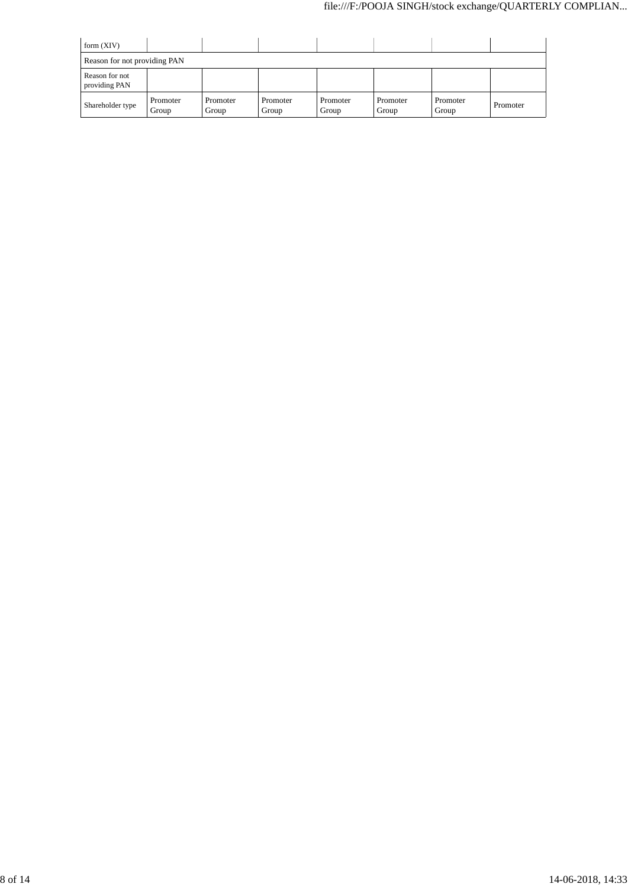| form (XIV) | | | | | | | |
|---|---|---|---|---|---|---|---|
| Reason for not providing PAN | | | | | | | |
| Reason for not providing PAN | | | | | | | |
| Shareholder type | Promoter Group | Promoter Group | Promoter Group | Promoter Group | Promoter Group | Promoter Group | Promoter |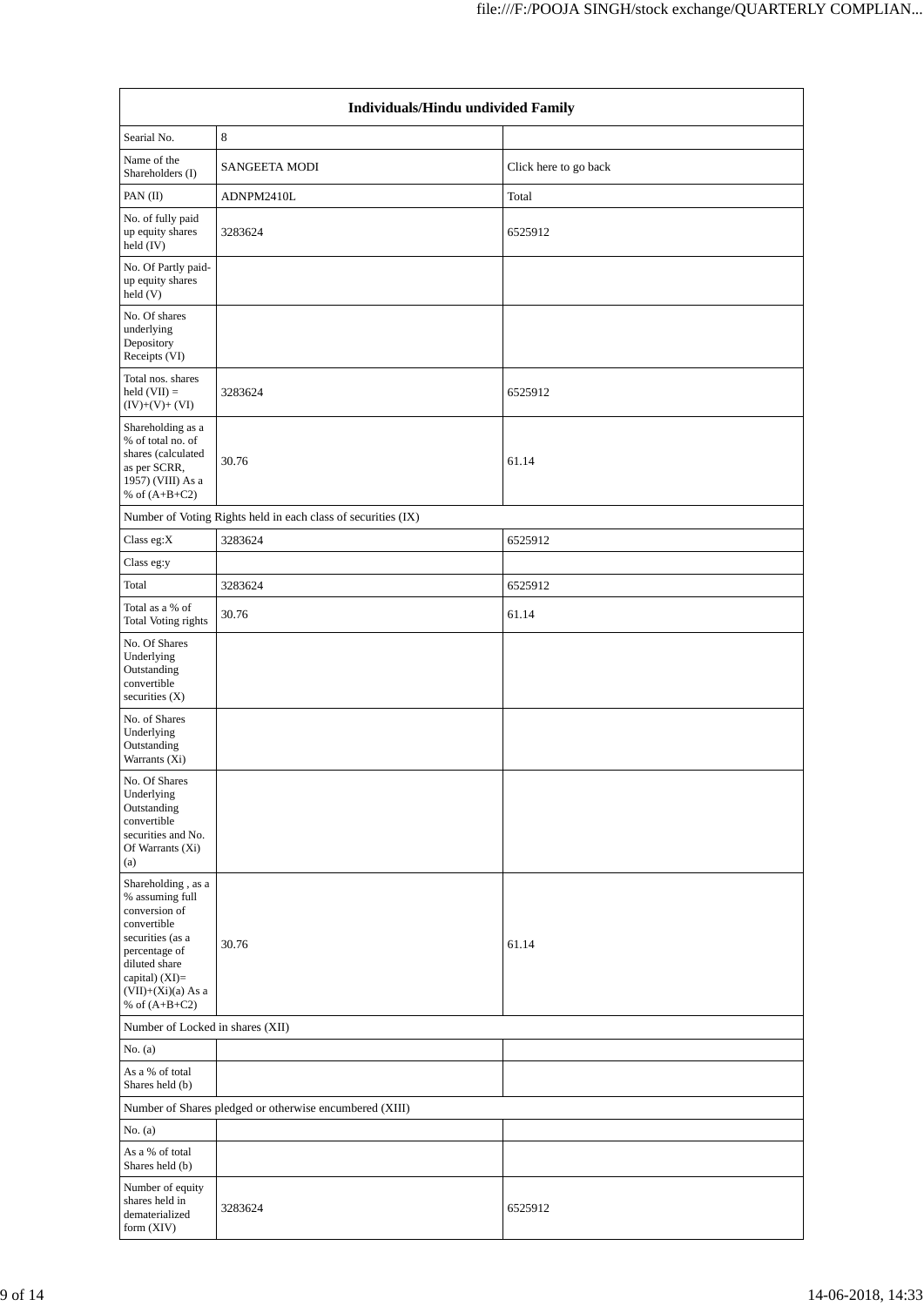| Individuals/Hindu undivided Family | | |
|---|---|---|
| Searial No. | 8 | |
| Name of the Shareholders (I) | SANGEETA MODI | Click here to go back |
| PAN (II) | ADNPM2410L | Total |
| No. of fully paid up equity shares held (IV) | 3283624 | 6525912 |
| No. Of Partly paid-up equity shares held (V) | | |
| No. Of shares underlying Depository Receipts (VI) | | |
| Total nos. shares held (VII) = (IV)+(V)+ (VI) | 3283624 | 6525912 |
| Shareholding as a % of total no. of shares (calculated as per SCRR, 1957) (VIII) As a % of (A+B+C2) | 30.76 | 61.14 |
| Number of Voting Rights held in each class of securities (IX) | | |
| Class eg:X | 3283624 | 6525912 |
| Class eg:y | | |
| Total | 3283624 | 6525912 |
| Total as a % of Total Voting rights | 30.76 | 61.14 |
| No. Of Shares Underlying Outstanding convertible securities (X) | | |
| No. of Shares Underlying Outstanding Warrants (Xi) | | |
| No. Of Shares Underlying Outstanding convertible securities and No. Of Warrants (Xi) (a) | | |
| Shareholding , as a % assuming full conversion of convertible securities (as a percentage of diluted share capital) (XI)= (VII)+(Xi)(a) As a % of (A+B+C2) | 30.76 | 61.14 |
| Number of Locked in shares (XII) | | |
| No. (a) | | |
| As a % of total Shares held (b) | | |
| Number of Shares pledged or otherwise encumbered (XIII) | | |
| No. (a) | | |
| As a % of total Shares held (b) | | |
| Number of equity shares held in dematerialized form (XIV) | 3283624 | 6525912 |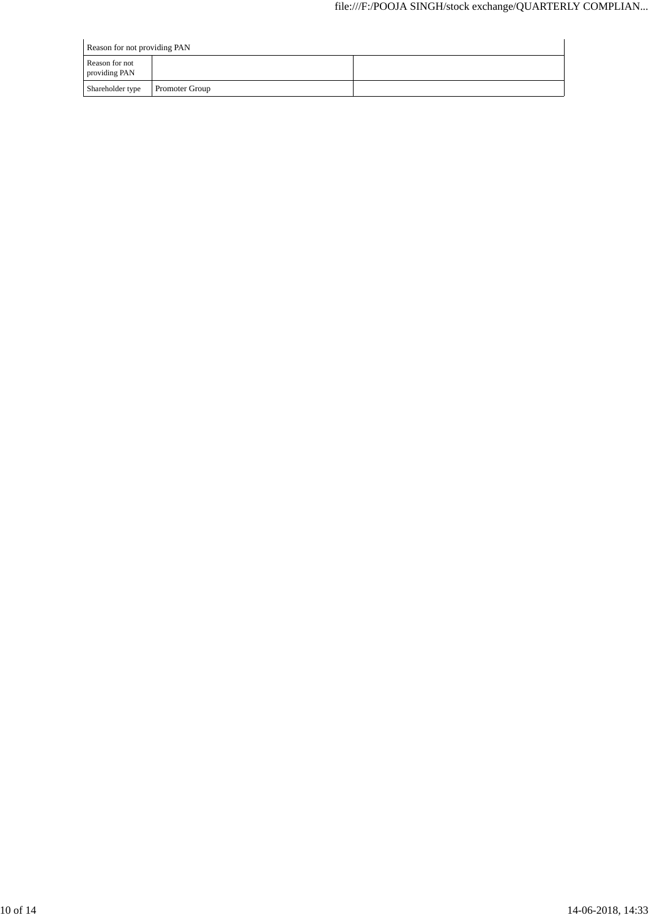| Reason for not providing PAN | | |
|---|---|---|
| Reason for not providing PAN | | |
| Shareholder type | Promoter Group | |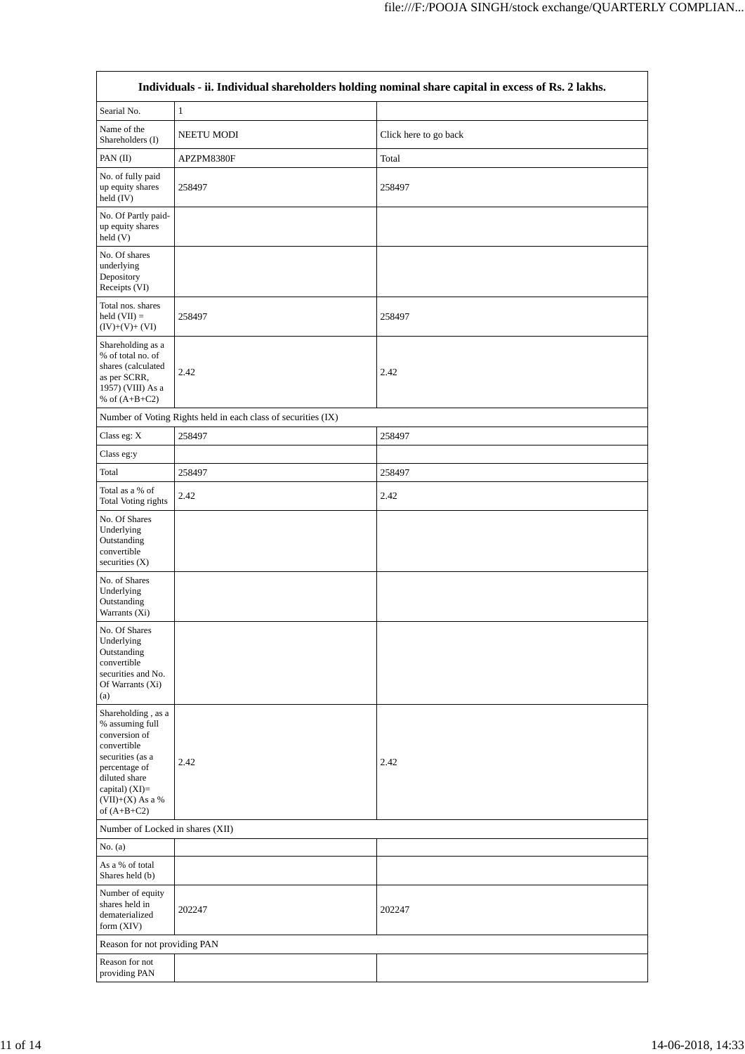| Individuals - ii. Individual shareholders holding nominal share capital in excess of Rs. 2 lakhs. | | |
|---|---|---|
| Searial No. | 1 | |
| Name of the Shareholders (I) | NEETU MODI | Click here to go back |
| PAN (II) | APZPM8380F | Total |
| No. of fully paid up equity shares held (IV) | 258497 | 258497 |
| No. Of Partly paid-up equity shares held (V) | | |
| No. Of shares underlying Depository Receipts (VI) | | |
| Total nos. shares held (VII) = (IV)+(V)+ (VI) | 258497 | 258497 |
| Shareholding as a % of total no. of shares (calculated as per SCRR, 1957) (VIII) As a % of (A+B+C2) | 2.42 | 2.42 |
| Number of Voting Rights held in each class of securities (IX) | | |
| Class eg: X | 258497 | 258497 |
| Class eg:y | | |
| Total | 258497 | 258497 |
| Total as a % of Total Voting rights | 2.42 | 2.42 |
| No. Of Shares Underlying Outstanding convertible securities (X) | | |
| No. of Shares Underlying Outstanding Warrants (Xi) | | |
| No. Of Shares Underlying Outstanding convertible securities and No. Of Warrants (Xi) (a) | | |
| Shareholding , as a % assuming full conversion of convertible securities (as a percentage of diluted share capital) (XI)= (VII)+(X) As a % of (A+B+C2) | 2.42 | 2.42 |
| Number of Locked in shares (XII) | | |
| No. (a) | | |
| As a % of total Shares held (b) | | |
| Number of equity shares held in dematerialized form (XIV) | 202247 | 202247 |
| Reason for not providing PAN | | |
| Reason for not providing PAN | | |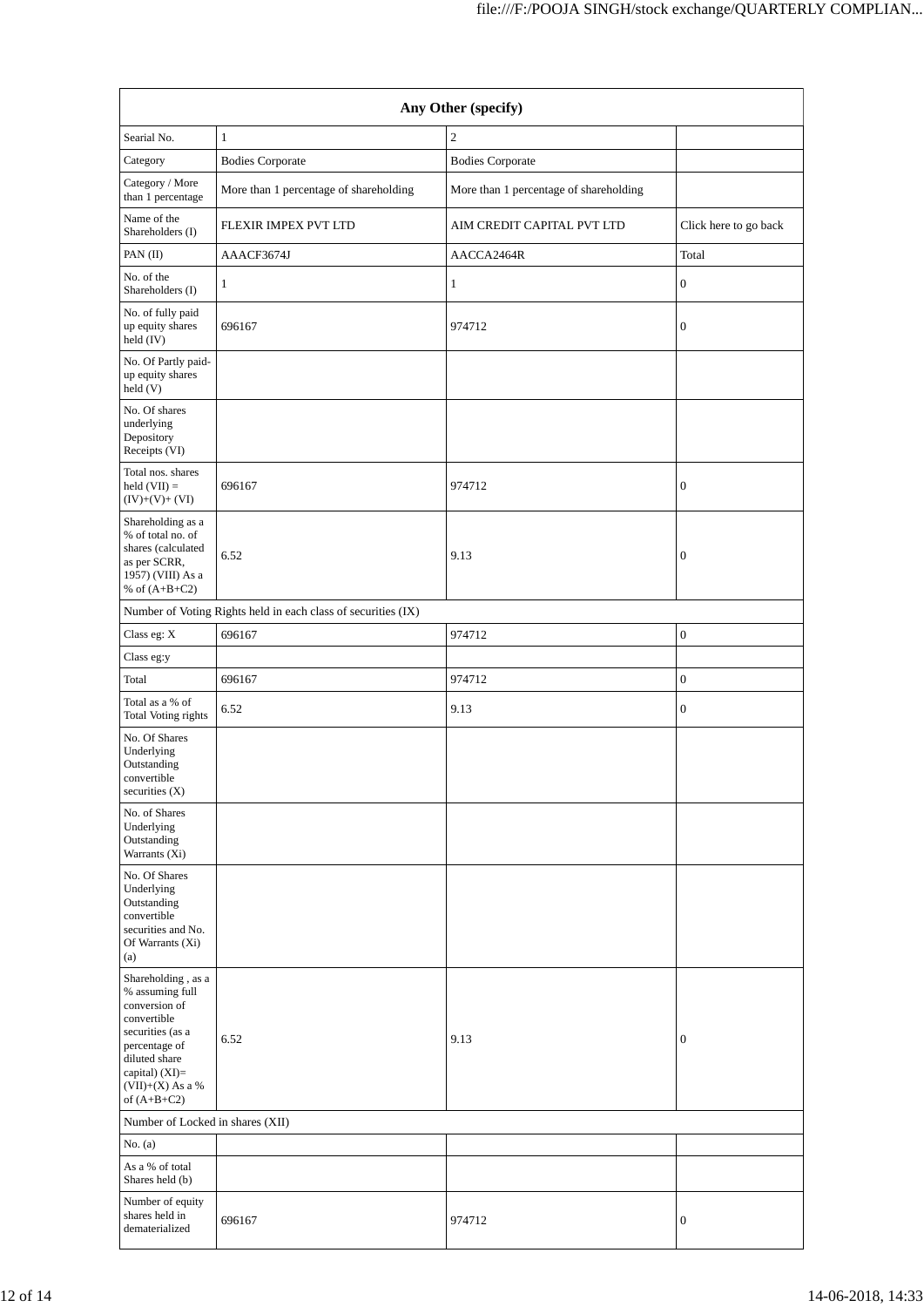| Any Other (specify) | | | |
|---|---|---|---|
| Searial No. | 1 | 2 | |
| Category | Bodies Corporate | Bodies Corporate | |
| Category / More than 1 percentage | More than 1 percentage of shareholding | More than 1 percentage of shareholding | |
| Name of the Shareholders (I) | FLEXIR IMPEX PVT LTD | AIM CREDIT CAPITAL PVT LTD | Click here to go back |
| PAN (II) | AAACF3674J | AACCA2464R | Total |
| No. of the Shareholders (I) | 1 | 1 | 0 |
| No. of fully paid up equity shares held (IV) | 696167 | 974712 | 0 |
| No. Of Partly paid-up equity shares held (V) | | | |
| No. Of shares underlying Depository Receipts (VI) | | | |
| Total nos. shares held (VII) = (IV)+(V)+ (VI) | 696167 | 974712 | 0 |
| Shareholding as a % of total no. of shares (calculated as per SCRR, 1957) (VIII) As a % of (A+B+C2) | 6.52 | 9.13 | 0 |
| Number of Voting Rights held in each class of securities (IX) | | | |
| Class eg: X | 696167 | 974712 | 0 |
| Class eg:y | | | |
| Total | 696167 | 974712 | 0 |
| Total as a % of Total Voting rights | 6.52 | 9.13 | 0 |
| No. Of Shares Underlying Outstanding convertible securities (X) | | | |
| No. of Shares Underlying Outstanding Warrants (Xi) | | | |
| No. Of Shares Underlying Outstanding convertible securities and No. Of Warrants (Xi) (a) | | | |
| Shareholding , as a % assuming full conversion of convertible securities (as a percentage of diluted share capital) (XI)= (VII)+(X) As a % of (A+B+C2) | 6.52 | 9.13 | 0 |
| Number of Locked in shares (XII) | | | |
| No. (a) | | | |
| As a % of total Shares held (b) | | | |
| Number of equity shares held in dematerialized | 696167 | 974712 | 0 |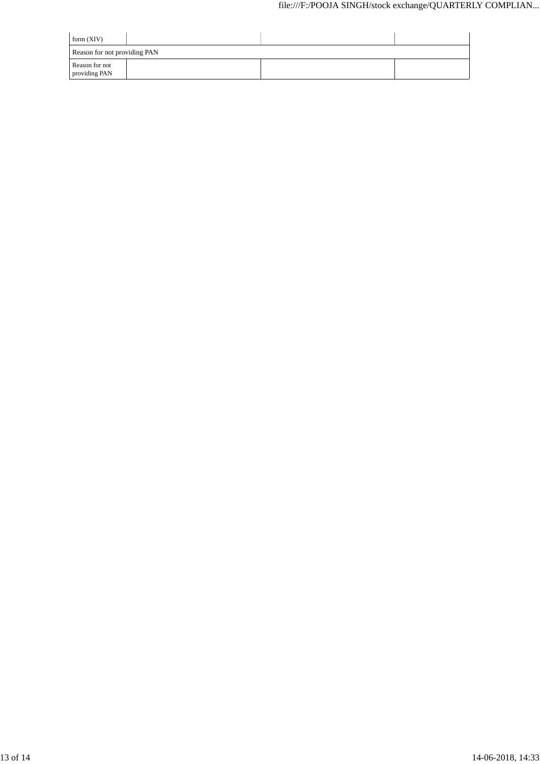| form (XIV) | | | |
|---|---|---|---|
| Reason for not providing PAN | | | |
| Reason for not providing PAN | | | |